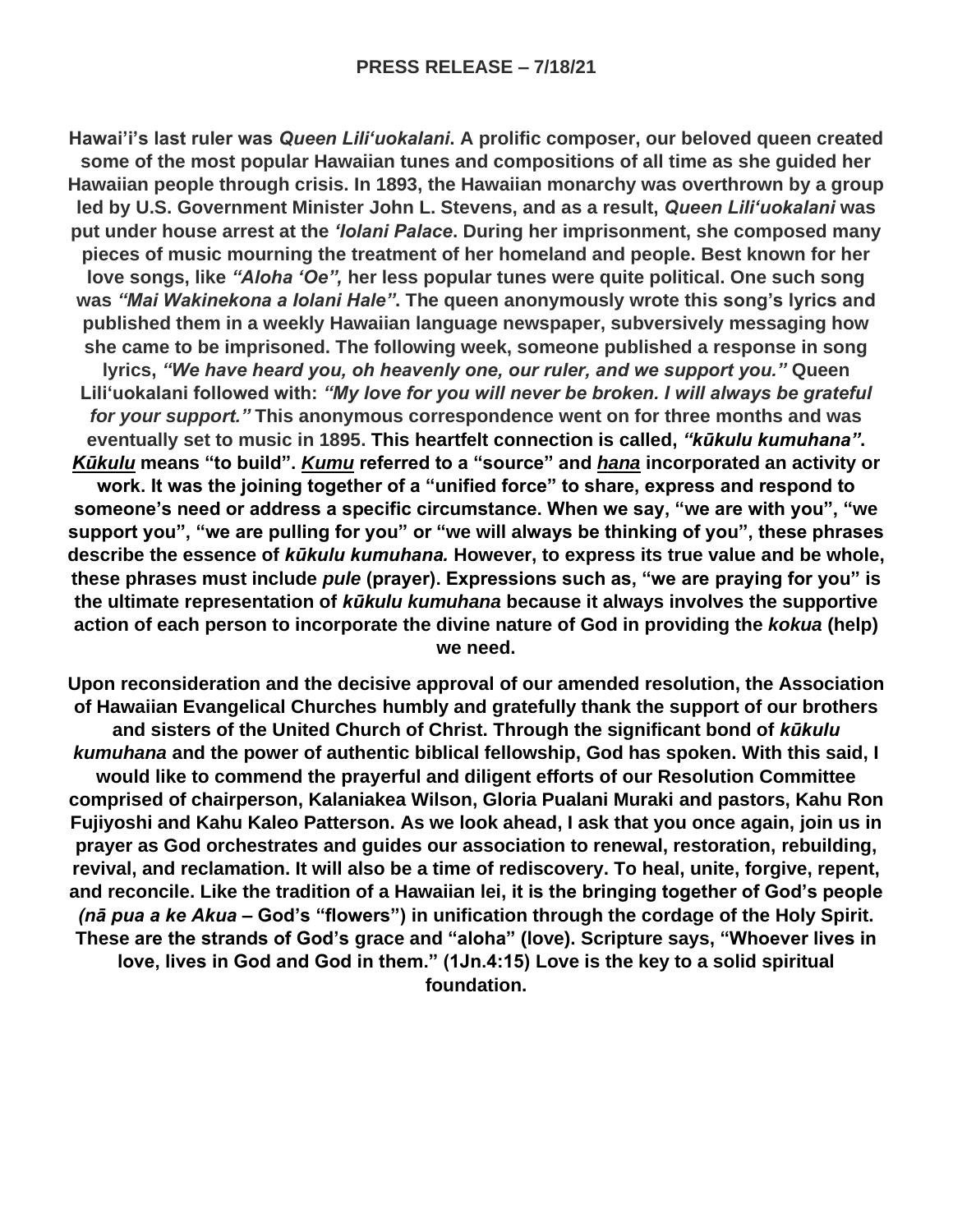## PRESS RELEASE – 7/18/21

**Hawai'i's last ruler was *Queen Lili'uokalani*. A prolific composer, our beloved queen created some of the most popular Hawaiian tunes and compositions of all time as she guided her Hawaiian people through crisis. In 1893, the Hawaiian monarchy was overthrown by a group led by U.S. Government Minister John L. Stevens, and as a result, *Queen Lili'uokalani* was put under house arrest at the *'Iolani Palace*. During her imprisonment, she composed many pieces of music mourning the treatment of her homeland and people. Best known for her love songs, like *"Aloha 'Oe",* her less popular tunes were quite political. One such song was *"Mai Wakinekona a Iolani Hale"*. The queen anonymously wrote this song's lyrics and published them in a weekly Hawaiian language newspaper, subversively messaging how she came to be imprisoned. The following week, someone published a response in song lyrics, *"We have heard you, oh heavenly one, our ruler, and we support you."* Queen Lili'uokalani followed with: *"My love for you will never be broken. I will always be grateful for your support."* This anonymous correspondence went on for three months and was eventually set to music in 1895. This heartfelt connection is called, *"kūkulu kumuhana"*. *Kūkulu* means "to build". *Kumu* referred to a "source" and *hana* incorporated an activity or work. It was the joining together of a "unified force" to share, express and respond to someone's need or address a specific circumstance. When we say, "we are with you", "we support you", "we are pulling for you" or "we will always be thinking of you", these phrases describe the essence of *kūkulu kumuhana.* However, to express its true value and be whole, these phrases must include *pule* (prayer). Expressions such as, "we are praying for you" is the ultimate representation of *kūkulu kumuhana* because it always involves the supportive action of each person to incorporate the divine nature of God in providing the *kokua* (help) we need.**

**Upon reconsideration and the decisive approval of our amended resolution, the Association of Hawaiian Evangelical Churches humbly and gratefully thank the support of our brothers and sisters of the United Church of Christ. Through the significant bond of *kūkulu kumuhana* and the power of authentic biblical fellowship, God has spoken. With this said, I would like to commend the prayerful and diligent efforts of our Resolution Committee comprised of chairperson, Kalaniakea Wilson, Gloria Pualani Muraki and pastors, Kahu Ron Fujiyoshi and Kahu Kaleo Patterson. As we look ahead, I ask that you once again, join us in prayer as God orchestrates and guides our association to renewal, restoration, rebuilding, revival, and reclamation. It will also be a time of rediscovery. To heal, unite, forgive, repent, and reconcile. Like the tradition of a Hawaiian lei, it is the bringing together of God's people *(nā pua a ke Akua* – God's "flowers") in unification through the cordage of the Holy Spirit. These are the strands of God's grace and "aloha" (love). Scripture says, "Whoever lives in love, lives in God and God in them." (1Jn.4:15) Love is the key to a solid spiritual foundation.**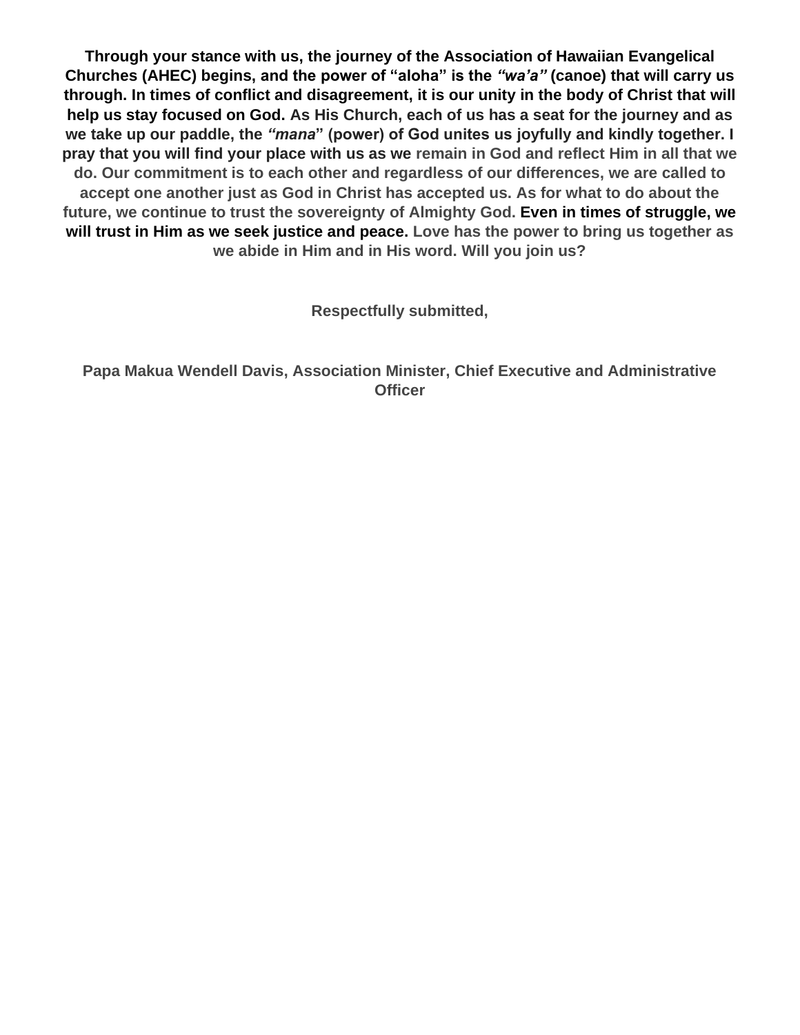**Through your stance with us, the journey of the Association of Hawaiian Evangelical Churches (AHEC) begins, and the power of "aloha" is the *"wa'a"* (canoe) that will carry us through. In times of conflict and disagreement, it is our unity in the body of Christ that will help us stay focused on God. As His Church, each of us has a seat for the journey and as we take up our paddle, the *"mana*" (power) of God unites us joyfully and kindly together. I pray that you will find your place with us as we remain in God and reflect Him in all that we do. Our commitment is to each other and regardless of our differences, we are called to accept one another just as God in Christ has accepted us. As for what to do about the future, we continue to trust the sovereignty of Almighty God. Even in times of struggle, we will trust in Him as we seek justice and peace. Love has the power to bring us together as we abide in Him and in His word. Will you join us?**

**Respectfully submitted,**

**Papa Makua Wendell Davis, Association Minister, Chief Executive and Administrative Officer**